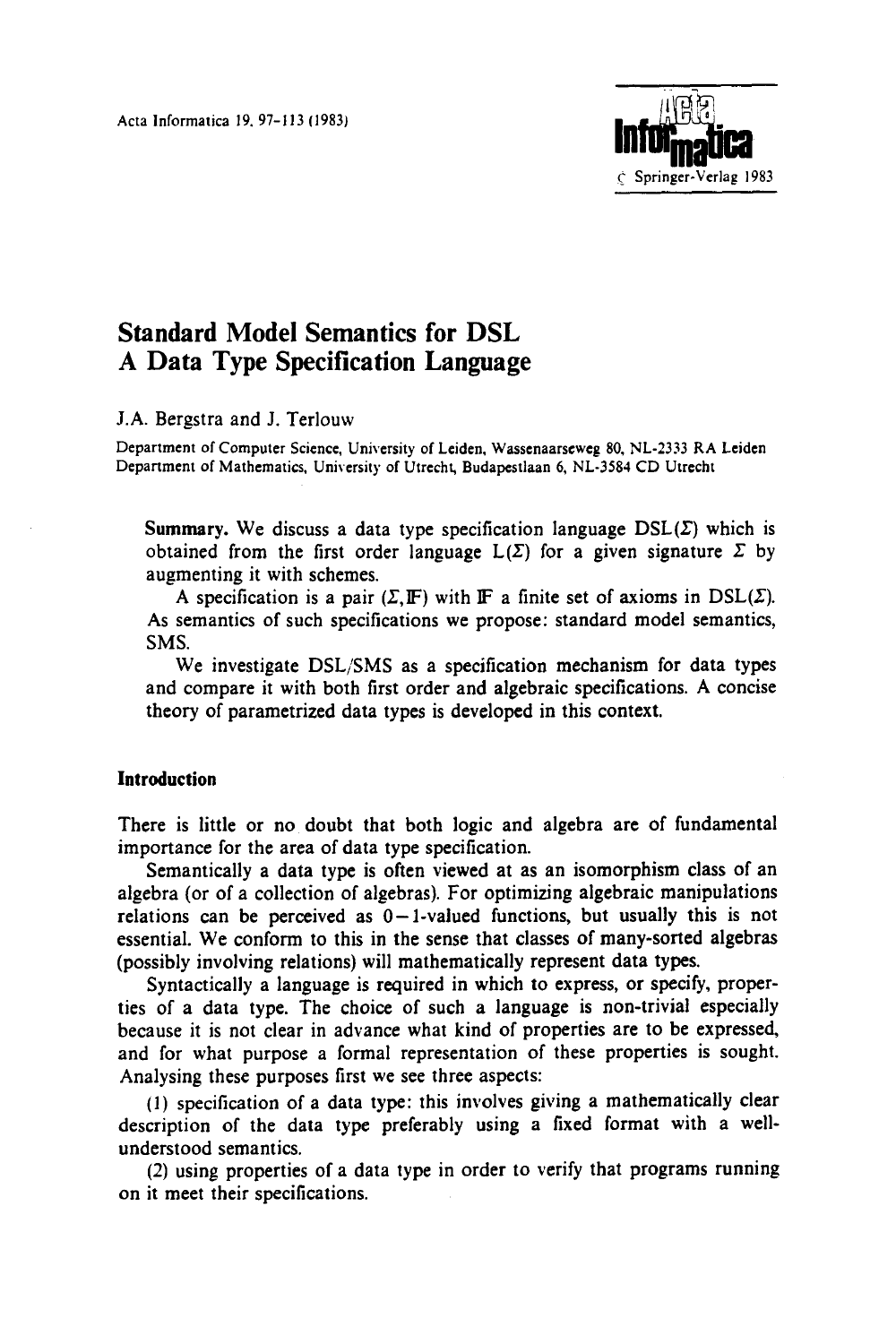# Standard Model Semantics for DSL
# A Data Type Specification Language

J.A. Bergstra and J. Terlouw

Department of Computer Science, University of Leiden, Wassenaarseweg 80, NL-2333 RA Leiden
Department of Mathematics, University of Utrecht, Budapestlaan 6, NL-3584 CD Utrecht

**Summary.** We discuss a data type specification language $DSL(\Sigma)$ which is obtained from the first order language $L(\Sigma)$ for a given signature $\Sigma$ by augmenting it with schemes.

A specification is a pair $(\Sigma, \mathbb{F})$ with $\mathbb{F}$ a finite set of axioms in $DSL(\Sigma)$. As semantics of such specifications we propose: standard model semantics, SMS.

We investigate DSL/SMS as a specification mechanism for data types and compare it with both first order and algebraic specifications. A concise theory of parametrized data types is developed in this context.

## Introduction

There is little or no doubt that both logic and algebra are of fundamental importance for the area of data type specification.

Semantically a data type is often viewed at as an isomorphism class of an algebra (or of a collection of algebras). For optimizing algebraic manipulations relations can be perceived as $0-1$-valued functions, but usually this is not essential. We conform to this in the sense that classes of many-sorted algebras (possibly involving relations) will mathematically represent data types.

Syntactically a language is required in which to express, or specify, properties of a data type. The choice of such a language is non-trivial especially because it is not clear in advance what kind of properties are to be expressed, and for what purpose a formal representation of these properties is sought. Analysing these purposes first we see three aspects:

(1) specification of a data type: this involves giving a mathematically clear description of the data type preferably using a fixed format with a well-understood semantics.

(2) using properties of a data type in order to verify that programs running on it meet their specifications.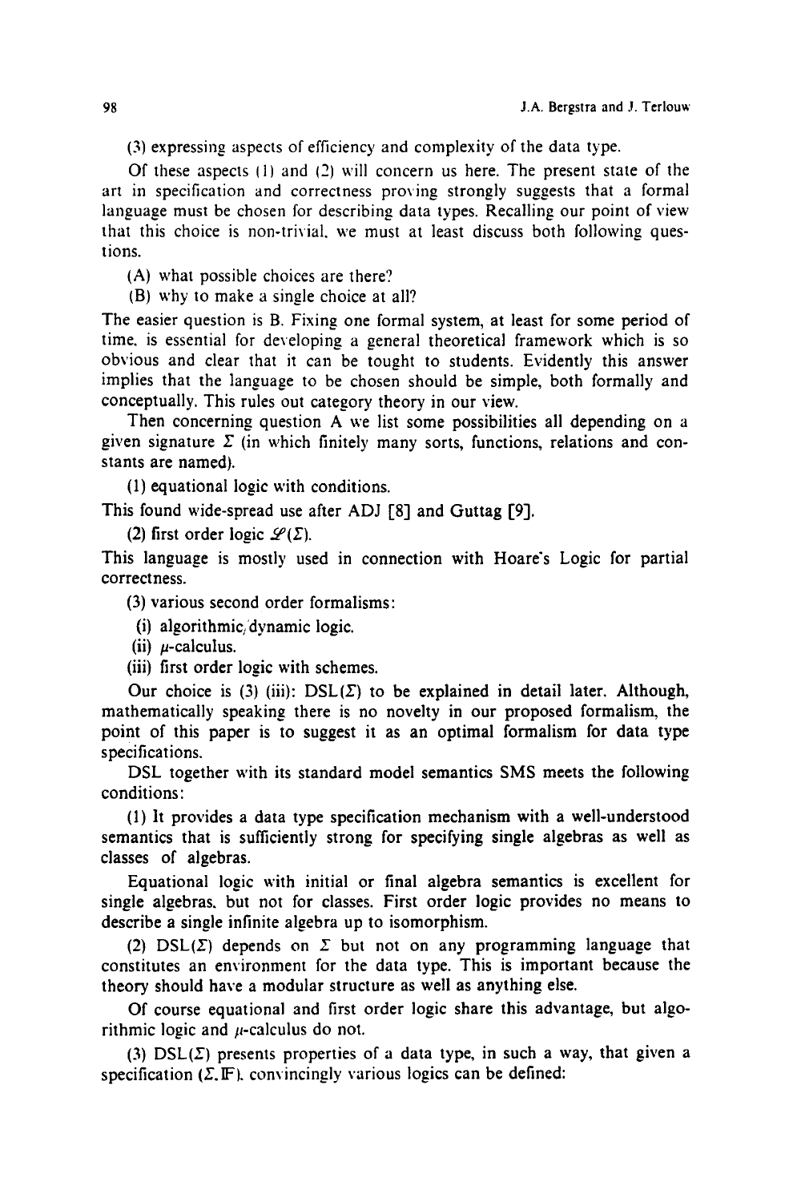(3) expressing aspects of efficiency and complexity of the data type.

Of these aspects (1) and (2) will concern us here. The present state of the art in specification and correctness proving strongly suggests that a formal language must be chosen for describing data types. Recalling our point of view that this choice is non-trivial, we must at least discuss both following questions.

(A) what possible choices are there?

(B) why to make a single choice at all?

The easier question is B. Fixing one formal system, at least for some period of time, is essential for developing a general theoretical framework which is so obvious and clear that it can be tought to students. Evidently this answer implies that the language to be chosen should be simple, both formally and conceptually. This rules out category theory in our view.

Then concerning question A we list some possibilities all depending on a given signature $\Sigma$ (in which finitely many sorts, functions, relations and constants are named).

(1) equational logic with conditions.

This found wide-spread use after ADJ [8] and Guttag [9].

(2) first order logic $\mathscr{L}(\Sigma)$.

This language is mostly used in connection with Hoare's Logic for partial correctness.

(3) various second order formalisms:

(i) algorithmic/dynamic logic.

(ii) $\mu$-calculus.

(iii) first order logic with schemes.

Our choice is (3) (iii): DSL($\Sigma$) to be explained in detail later. Although, mathematically speaking there is no novelty in our proposed formalism, the point of this paper is to suggest it as an optimal formalism for data type specifications.

DSL together with its standard model semantics SMS meets the following conditions:

(1) It provides a data type specification mechanism with a well-understood semantics that is sufficiently strong for specifying single algebras as well as classes of algebras.

Equational logic with initial or final algebra semantics is excellent for single algebras, but not for classes. First order logic provides no means to describe a single infinite algebra up to isomorphism.

(2) DSL($\Sigma$) depends on $\Sigma$ but not on any programming language that constitutes an environment for the data type. This is important because the theory should have a modular structure as well as anything else.

Of course equational and first order logic share this advantage, but algorithmic logic and $\mu$-calculus do not.

(3) DSL($\Sigma$) presents properties of a data type, in such a way, that given a specification ($\Sigma$, $\mathbb{F}$), convincingly various logics can be defined: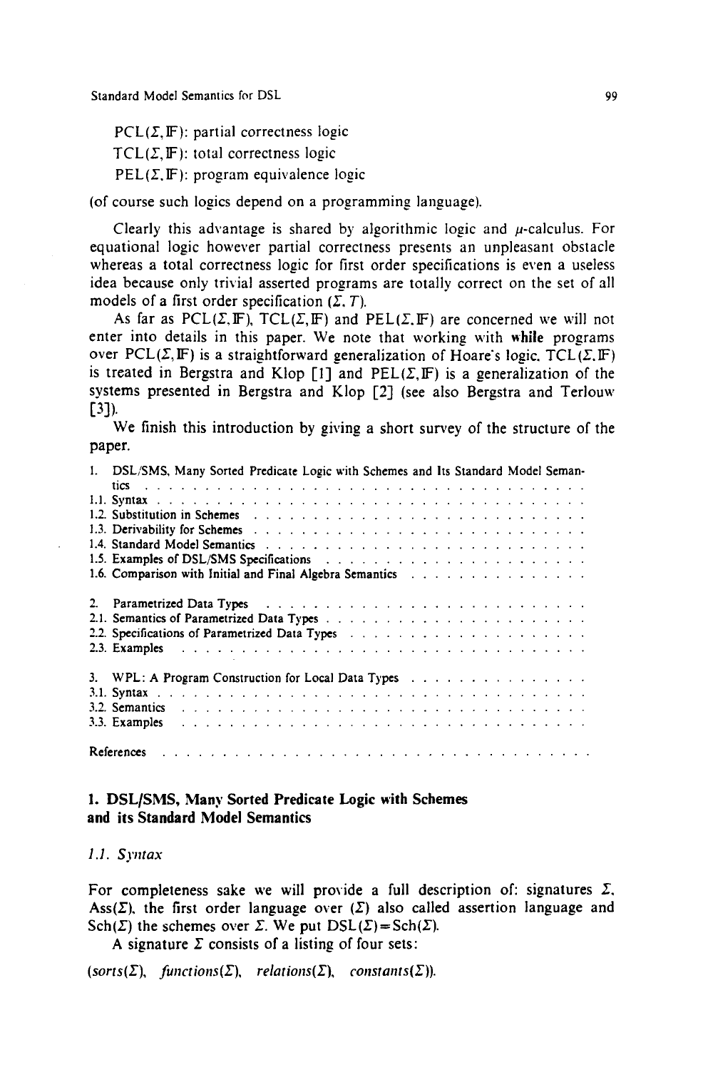PCL($\Sigma$, $\mathbb{F}$): partial correctness logic

TCL($\Sigma$, $\mathbb{F}$): total correctness logic

PEL($\Sigma$, $\mathbb{F}$): program equivalence logic

(of course such logics depend on a programming language).

Clearly this advantage is shared by algorithmic logic and $\mu$-calculus. For equational logic however partial correctness presents an unpleasant obstacle whereas a total correctness logic for first order specifications is even a useless idea because only trivial asserted programs are totally correct on the set of all models of a first order specification ($\Sigma$, $T$).

As far as PCL($\Sigma$, $\mathbb{F}$), TCL($\Sigma$, $\mathbb{F}$) and PEL($\Sigma$, $\mathbb{F}$) are concerned we will not enter into details in this paper. We note that working with **while** programs over PCL($\Sigma$, $\mathbb{F}$) is a straightforward generalization of Hoare's logic. TCL($\Sigma$, $\mathbb{F}$) is treated in Bergstra and Klop [1] and PEL($\Sigma$, $\mathbb{F}$) is a generalization of the systems presented in Bergstra and Klop [2] (see also Bergstra and Terlouw [3]).

We finish this introduction by giving a short survey of the structure of the paper.

1. DSL/SMS, Many Sorted Predicate Logic with Schemes and Its Standard Model Semantics
   - 1.1. Syntax
   - 1.2. Substitution in Schemes
   - 1.3. Derivability for Schemes
   - 1.4. Standard Model Semantics
   - 1.5. Examples of DSL/SMS Specifications
   - 1.6. Comparison with Initial and Final Algebra Semantics

2. Parametrized Data Types
   - 2.1. Semantics of Parametrized Data Types
   - 2.2. Specifications of Parametrized Data Types
   - 2.3. Examples

3. WPL: A Program Construction for Local Data Types
   - 3.1. Syntax
   - 3.2. Semantics
   - 3.3. Examples

References

## 1. DSL/SMS, Many Sorted Predicate Logic with Schemes and its Standard Model Semantics

### 1.1. Syntax

For completeness sake we will provide a full description of: signatures $\Sigma$, Ass($\Sigma$), the first order language over ($\Sigma$) also called assertion language and Sch($\Sigma$) the schemes over $\Sigma$. We put DSL($\Sigma$) = Sch($\Sigma$).

A signature $\Sigma$ consists of a listing of four sets:

(*sorts*($\Sigma$), *functions*($\Sigma$), *relations*($\Sigma$), *constants*($\Sigma$)).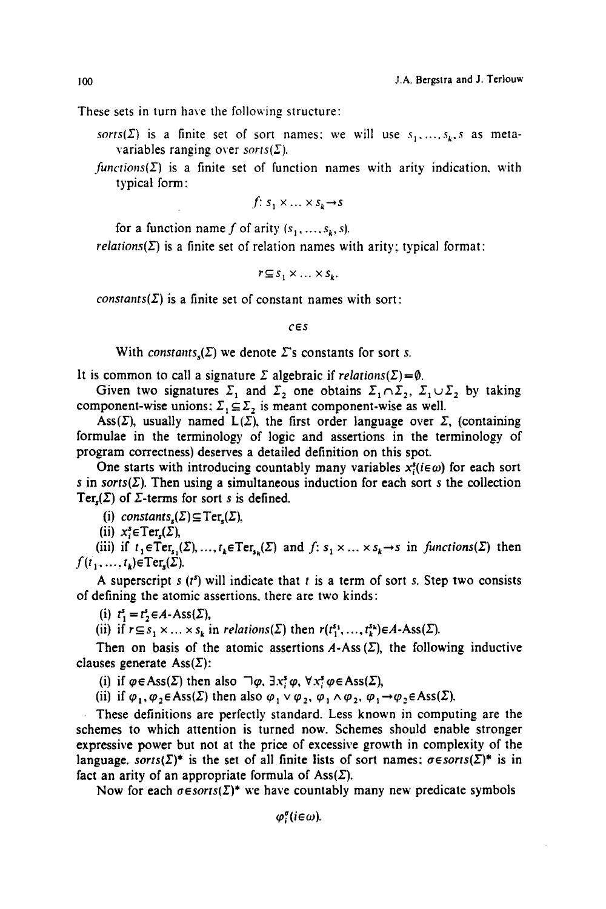These sets in turn have the following structure:

*sorts*($\Sigma$) is a finite set of sort names: we will use $s_1, \ldots, s_k, s$ as meta-variables ranging over *sorts*($\Sigma$).

*functions*($\Sigma$) is a finite set of function names with arity indication, with typical form:

$$f\colon s_1 \times \ldots \times s_k \to s$$

for a function name $f$ of arity $(s_1, \ldots, s_k, s)$.

*relations*($\Sigma$) is a finite set of relation names with arity; typical format:

$$r \subseteq s_1 \times \ldots \times s_k.$$

*constants*($\Sigma$) is a finite set of constant names with sort:

$$c \in s$$

With *constants*$_s(\Sigma)$ we denote $\Sigma$'s constants for sort $s$.

It is common to call a signature $\Sigma$ algebraic if *relations*$(\Sigma) = \emptyset$.

Given two signatures $\Sigma_1$ and $\Sigma_2$ one obtains $\Sigma_1 \cap \Sigma_2$, $\Sigma_1 \cup \Sigma_2$ by taking component-wise unions: $\Sigma_1 \subseteq \Sigma_2$ is meant component-wise as well.

Ass($\Sigma$), usually named L($\Sigma$), the first order language over $\Sigma$, (containing formulae in the terminology of logic and assertions in the terminology of program correctness) deserves a detailed definition on this spot.

One starts with introducing countably many variables $x_i^s (i \in \omega)$ for each sort $s$ in *sorts*($\Sigma$). Then using a simultaneous induction for each sort $s$ the collection Ter$_s(\Sigma)$ of $\Sigma$-terms for sort $s$ is defined.

(i) *constants*$_s(\Sigma) \subseteq \mathrm{Ter}_s(\Sigma)$,

(ii) $x_i^s \in \mathrm{Ter}_s(\Sigma)$,

(iii) if $t_1 \in \mathrm{Ter}_{s_1}(\Sigma), \ldots, t_k \in \mathrm{Ter}_{s_k}(\Sigma)$ and $f\colon s_1 \times \ldots \times s_k \to s$ in *functions*($\Sigma$) then $f(t_1, \ldots, t_k) \in \mathrm{Ter}_s(\Sigma)$.

A superscript $s$ ($t^s$) will indicate that $t$ is a term of sort $s$. Step two consists of defining the atomic assertions, there are two kinds:

(i) $t_1^s = t_2^s \in A\text{-Ass}(\Sigma)$,

(ii) if $r \subseteq s_1 \times \ldots \times s_k$ in *relations*($\Sigma$) then $r(t_1^{s_1}, \ldots, t_k^{s_k}) \in A\text{-Ass}(\Sigma)$.

Then on basis of the atomic assertions $A$-Ass($\Sigma$), the following inductive clauses generate Ass($\Sigma$):

(i) if $\varphi \in \mathrm{Ass}(\Sigma)$ then also $\neg\varphi$, $\exists x_i^s\, \varphi$, $\forall x_i^s\, \varphi \in \mathrm{Ass}(\Sigma)$,

(ii) if $\varphi_1, \varphi_2 \in \mathrm{Ass}(\Sigma)$ then also $\varphi_1 \vee \varphi_2$, $\varphi_1 \wedge \varphi_2$, $\varphi_1 \to \varphi_2 \in \mathrm{Ass}(\Sigma)$.

These definitions are perfectly standard. Less known in computing are the schemes to which attention is turned now. Schemes should enable stronger expressive power but not at the price of excessive growth in complexity of the language. *sorts*($\Sigma$)* is the set of all finite lists of sort names; $\sigma \in$ *sorts*($\Sigma$)* is in fact an arity of an appropriate formula of Ass($\Sigma$).

Now for each $\sigma \in$ *sorts*($\Sigma$)* we have countably many new predicate symbols

$$\varphi_i^\sigma (i \in \omega).$$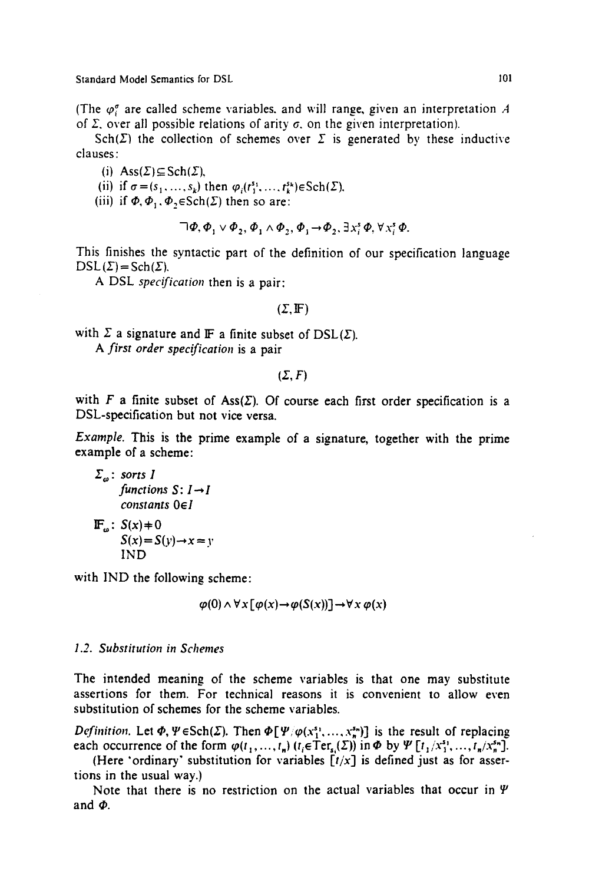(The $\varphi_i^\sigma$ are called scheme variables, and will range, given an interpretation $A$ of $\Sigma$, over all possible relations of arity $\sigma$, on the given interpretation).

Sch($\Sigma$) the collection of schemes over $\Sigma$ is generated by these inductive clauses:

(i) $\text{Ass}(\Sigma) \subseteq \text{Sch}(\Sigma)$,

(ii) if $\sigma = (s_1, \ldots, s_k)$ then $\varphi_i(t_1^{s_1}, \ldots, t_k^{s_k}) \in \text{Sch}(\Sigma)$,

(iii) if $\Phi, \Phi_1, \Phi_2 \in \text{Sch}(\Sigma)$ then so are:

$$\neg\Phi, \Phi_1 \vee \Phi_2, \Phi_1 \wedge \Phi_2, \Phi_1 \rightarrow \Phi_2, \exists x_i^s \Phi, \forall x_i^s \Phi.$$

This finishes the syntactic part of the definition of our specification language $\text{DSL}(\Sigma) = \text{Sch}(\Sigma)$.

A DSL *specification* then is a pair:

$$(\Sigma, \mathbb{F})$$

with $\Sigma$ a signature and $\mathbb{F}$ a finite subset of DSL($\Sigma$).

A *first order specification* is a pair

$$(\Sigma, F)$$

with $F$ a finite subset of Ass($\Sigma$). Of course each first order specification is a DSL-specification but not vice versa.

*Example.* This is the prime example of a signature, together with the prime example of a scheme:

$\Sigma_\omega$: *sorts I*
*functions* $S: I \rightarrow I$
*constants* $0 \in I$

$\mathbb{F}_\omega$: $S(x) \neq 0$
$S(x) = S(y) \rightarrow x = y$
IND

with IND the following scheme:

$$\varphi(0) \wedge \forall x [\varphi(x) \rightarrow \varphi(S(x))] \rightarrow \forall x \, \varphi(x)$$

### 1.2. Substitution in Schemes

The intended meaning of the scheme variables is that one may substitute assertions for them. For technical reasons it is convenient to allow even substitution of schemes for the scheme variables.

*Definition.* Let $\Phi, \Psi \in \text{Sch}(\Sigma)$. Then $\Phi[\Psi / \varphi(x_1^{s_1}, \ldots, x_n^{s_n})]$ is the result of replacing each occurrence of the form $\varphi(t_1, \ldots, t_n)$ $(t_i \in \text{Ter}_{s_i}(\Sigma))$ in $\Phi$ by $\Psi[t_1/x_1^{s_1}, \ldots, t_n/x_n^{s_n}]$.

(Here 'ordinary' substitution for variables $[t/x]$ is defined just as for assertions in the usual way.)

Note that there is no restriction on the actual variables that occur in $\Psi$ and $\Phi$.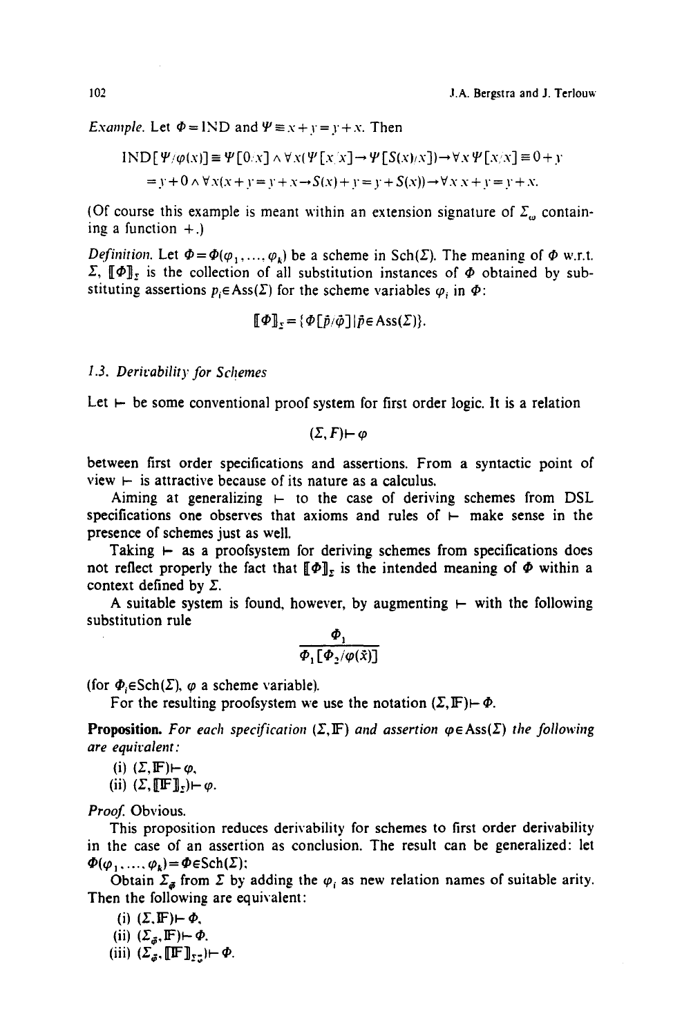*Example.* Let $\Phi = \text{IND}$ and $\Psi \equiv x + y = y + x$. Then

$$\text{IND}[\Psi/\varphi(x)] \equiv \Psi[0/x] \wedge \forall x(\Psi[x/x] \rightarrow \Psi[S(x)/x]) \rightarrow \forall x\, \Psi[x/x] \equiv 0 + y$$
$$= y + 0 \wedge \forall x(x + y = y + x \rightarrow S(x) + y = y + S(x)) \rightarrow \forall x\, x + y = y + x.$$

(Of course this example is meant within an extension signature of $\Sigma_\omega$ containing a function $+$.)

*Definition.* Let $\Phi = \Phi(\varphi_1, \ldots, \varphi_k)$ be a scheme in $\text{Sch}(\Sigma)$. The meaning of $\Phi$ w.r.t. $\Sigma$, $[\![\Phi]\!]_\Sigma$ is the collection of all substitution instances of $\Phi$ obtained by substituting assertions $p_i \in \text{Ass}(\Sigma)$ for the scheme variables $\varphi_i$ in $\Phi$:

$$[\![\Phi]\!]_\Sigma = \{\Phi[\vec{p}/\vec{\varphi}] \mid \vec{p} \in \text{Ass}(\Sigma)\}.$$

### 1.3. Derivability for Schemes

Let $\vdash$ be some conventional proof system for first order logic. It is a relation

$$(\Sigma, F) \vdash \varphi$$

between first order specifications and assertions. From a syntactic point of view $\vdash$ is attractive because of its nature as a calculus.

Aiming at generalizing $\vdash$ to the case of deriving schemes from DSL specifications one observes that axioms and rules of $\vdash$ make sense in the presence of schemes just as well.

Taking $\vdash$ as a proofsystem for deriving schemes from specifications does not reflect properly the fact that $[\![\Phi]\!]_\Sigma$ is the intended meaning of $\Phi$ within a context defined by $\Sigma$.

A suitable system is found, however, by augmenting $\vdash$ with the following substitution rule

$$\frac{\Phi_1}{\Phi_1[\Phi_2/\varphi(\vec{x})]}$$

(for $\Phi_i \in \text{Sch}(\Sigma)$, $\varphi$ a scheme variable).

For the resulting proofsystem we use the notation $(\Sigma, \mathbb{F}) \vdash \Phi$.

**Proposition.** *For each specification $(\Sigma, \mathbb{F})$ and assertion $\varphi \in \text{Ass}(\Sigma)$ the following are equivalent:*

(i) $(\Sigma, \mathbb{F}) \vdash \varphi$,

(ii) $(\Sigma, [\![\mathbb{F}]\!]_\Sigma) \vdash \varphi$.

*Proof.* Obvious.

This proposition reduces derivability for schemes to first order derivability in the case of an assertion as conclusion. The result can be generalized: let $\Phi(\varphi_1, \ldots, \varphi_k) = \Phi \in \text{Sch}(\Sigma)$:

Obtain $\Sigma_{\vec{\varphi}}$ from $\Sigma$ by adding the $\varphi_i$ as new relation names of suitable arity. Then the following are equivalent:

(i) $(\Sigma, \mathbb{F}) \vdash \Phi$,

(ii) $(\Sigma_{\vec{\varphi}}, \mathbb{F}) \vdash \Phi$.

(iii) $(\Sigma_{\vec{\varphi}}, [\![\mathbb{F}]\!]_{\Sigma_{\vec{\varphi}}}) \vdash \Phi$.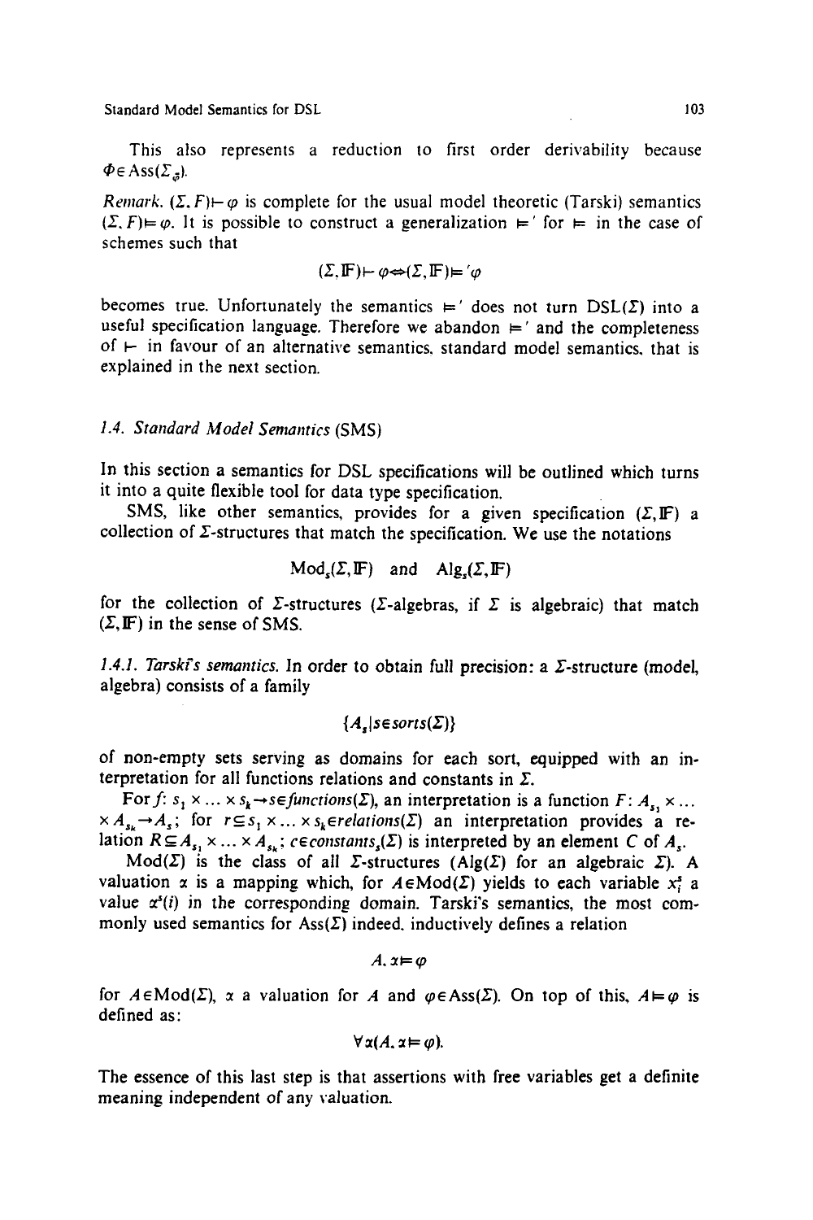This also represents a reduction to first order derivability because $\Phi \in \mathrm{Ass}(\Sigma_{\vec{\varphi}})$.

*Remark.* $(\Sigma, F) \vdash \varphi$ is complete for the usual model theoretic (Tarski) semantics $(\Sigma, F) \models \varphi$. It is possible to construct a generalization $\models'$ for $\models$ in the case of schemes such that

$$(\Sigma, \mathbb{F}) \vdash \varphi \Leftrightarrow (\Sigma, \mathbb{F}) \models' \varphi$$

becomes true. Unfortunately the semantics $\models'$ does not turn $\mathrm{DSL}(\Sigma)$ into a useful specification language. Therefore we abandon $\models'$ and the completeness of $\vdash$ in favour of an alternative semantics, standard model semantics, that is explained in the next section.

### *1.4. Standard Model Semantics* (SMS)

In this section a semantics for DSL specifications will be outlined which turns it into a quite flexible tool for data type specification.

SMS, like other semantics, provides for a given specification $(\Sigma, \mathbb{F})$ a collection of $\Sigma$-structures that match the specification. We use the notations

$$\mathrm{Mod}_s(\Sigma, \mathbb{F}) \quad \text{and} \quad \mathrm{Alg}_s(\Sigma, \mathbb{F})$$

for the collection of $\Sigma$-structures ($\Sigma$-algebras, if $\Sigma$ is algebraic) that match $(\Sigma, \mathbb{F})$ in the sense of SMS.

*1.4.1. Tarski's semantics.* In order to obtain full precision: a $\Sigma$-structure (model, algebra) consists of a family

$$\{A_s | s \in \mathit{sorts}(\Sigma)\}$$

of non-empty sets serving as domains for each sort, equipped with an interpretation for all functions relations and constants in $\Sigma$.

For $f\colon s_1 \times \ldots \times s_k \to s \in \mathit{functions}(\Sigma)$, an interpretation is a function $F\colon A_{s_1} \times \ldots \times A_{s_k} \to A_s$; for $r \subseteq s_1 \times \ldots \times s_k \in \mathit{relations}(\Sigma)$ an interpretation provides a relation $R \subseteq A_{s_1} \times \ldots \times A_{s_k}$; $c \in \mathit{constants}_s(\Sigma)$ is interpreted by an element $C$ of $A_s$.

$\mathrm{Mod}(\Sigma)$ is the class of all $\Sigma$-structures ($\mathrm{Alg}(\Sigma)$ for an algebraic $\Sigma$). A valuation $\alpha$ is a mapping which, for $A \in \mathrm{Mod}(\Sigma)$ yields to each variable $x_i^s$ a value $\alpha^s(i)$ in the corresponding domain. Tarski's semantics, the most commonly used semantics for $\mathrm{Ass}(\Sigma)$ indeed, inductively defines a relation

$$A, \alpha \models \varphi$$

for $A \in \mathrm{Mod}(\Sigma)$, $\alpha$ a valuation for $A$ and $\varphi \in \mathrm{Ass}(\Sigma)$. On top of this, $A \models \varphi$ is defined as:

$$\forall \alpha (A, \alpha \models \varphi).$$

The essence of this last step is that assertions with free variables get a definite meaning independent of any valuation.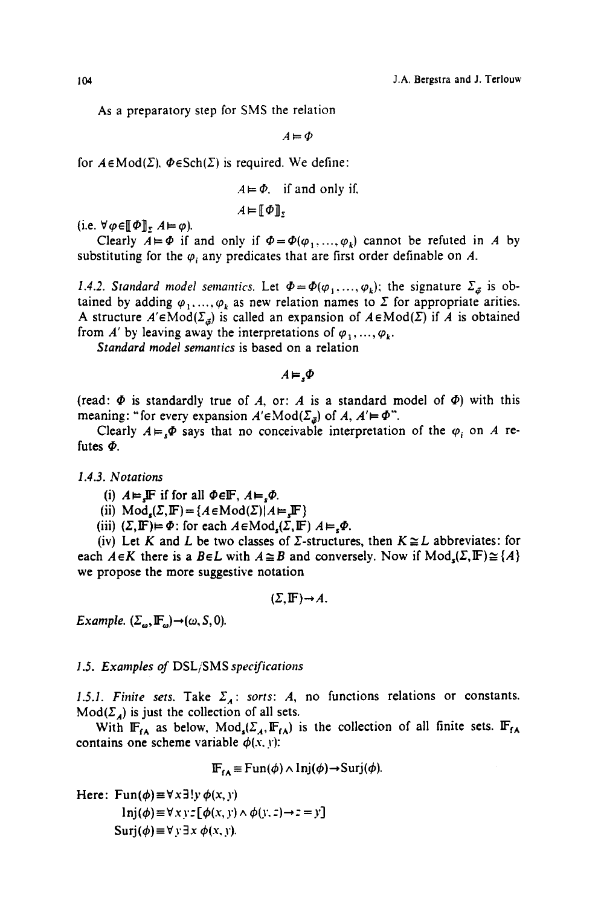As a preparatory step for SMS the relation

$$A \models \Phi$$

for $A \in \mathrm{Mod}(\Sigma)$, $\Phi \in \mathrm{Sch}(\Sigma)$ is required. We define:

$$A \models \Phi, \quad \text{if and only if,}$$

$$A \models [\![\Phi]\!]_\Sigma$$

(i.e. $\forall \varphi \in [\![\Phi]\!]_\Sigma \; A \models \varphi$).

Clearly $A \models \Phi$ if and only if $\Phi = \Phi(\varphi_1, \ldots, \varphi_k)$ cannot be refuted in $A$ by substituting for the $\varphi_i$ any predicates that are first order definable on $A$.

*1.4.2. Standard model semantics.* Let $\Phi = \Phi(\varphi_1, \ldots, \varphi_k)$; the signature $\Sigma_{\bar{\varphi}}$ is obtained by adding $\varphi_1, \ldots, \varphi_k$ as new relation names to $\Sigma$ for appropriate arities. A structure $A' \in \mathrm{Mod}(\Sigma_{\bar{\varphi}})$ is called an expansion of $A \in \mathrm{Mod}(\Sigma)$ if $A$ is obtained from $A'$ by leaving away the interpretations of $\varphi_1, \ldots, \varphi_k$.

*Standard model semantics* is based on a relation

$$A \models_s \Phi$$

(read: $\Phi$ is standardly true of $A$, or: $A$ is a standard model of $\Phi$) with this meaning: "for every expansion $A' \in \mathrm{Mod}(\Sigma_{\bar{\varphi}})$ of $A$, $A' \models \Phi$".

Clearly $A \models_s \Phi$ says that no conceivable interpretation of the $\varphi_i$ on $A$ refutes $\Phi$.

*1.4.3. Notations*

(i) $A \models_s \mathbb{F}$ if for all $\Phi \in \mathbb{F}$, $A \models_s \Phi$.

(ii) $\mathrm{Mod}_s(\Sigma, \mathbb{F}) = \{A \in \mathrm{Mod}(\Sigma) \mid A \models_s \mathbb{F}\}$

(iii) $(\Sigma, \mathbb{F}) \models \Phi$: for each $A \in \mathrm{Mod}_s(\Sigma, \mathbb{F})$ $A \models_s \Phi$.

(iv) Let $K$ and $L$ be two classes of $\Sigma$-structures, then $K \cong L$ abbreviates: for each $A \in K$ there is a $B \in L$ with $A \cong B$ and conversely. Now if $\mathrm{Mod}_s(\Sigma, \mathbb{F}) \cong \{A\}$ we propose the more suggestive notation

$$(\Sigma, \mathbb{F}) \to A.$$

*Example.* $(\Sigma_\omega, \mathbb{F}_\omega) \to (\omega, S, 0)$.

## *1.5. Examples of* DSL/SMS *specifications*

*1.5.1. Finite sets.* Take $\Sigma_A$: *sorts*: $A$, no functions relations or constants. $\mathrm{Mod}(\Sigma_A)$ is just the collection of all sets.

With $\mathbb{F}_{fA}$ as below, $\mathrm{Mod}_s(\Sigma_A, \mathbb{F}_{fA})$ is the collection of all finite sets. $\mathbb{F}_{fA}$ contains one scheme variable $\phi(x, y)$:

$$\mathbb{F}_{fA} \equiv \mathrm{Fun}(\phi) \wedge \mathrm{Inj}(\phi) \to \mathrm{Surj}(\phi).$$

Here: $\mathrm{Fun}(\phi) \equiv \forall x \exists! y \; \phi(x, y)$

$\mathrm{Inj}(\phi) \equiv \forall x y z [\phi(x, y) \wedge \phi(y, z) \to z = y]$

$\mathrm{Surj}(\phi) \equiv \forall y \exists x \; \phi(x, y)$.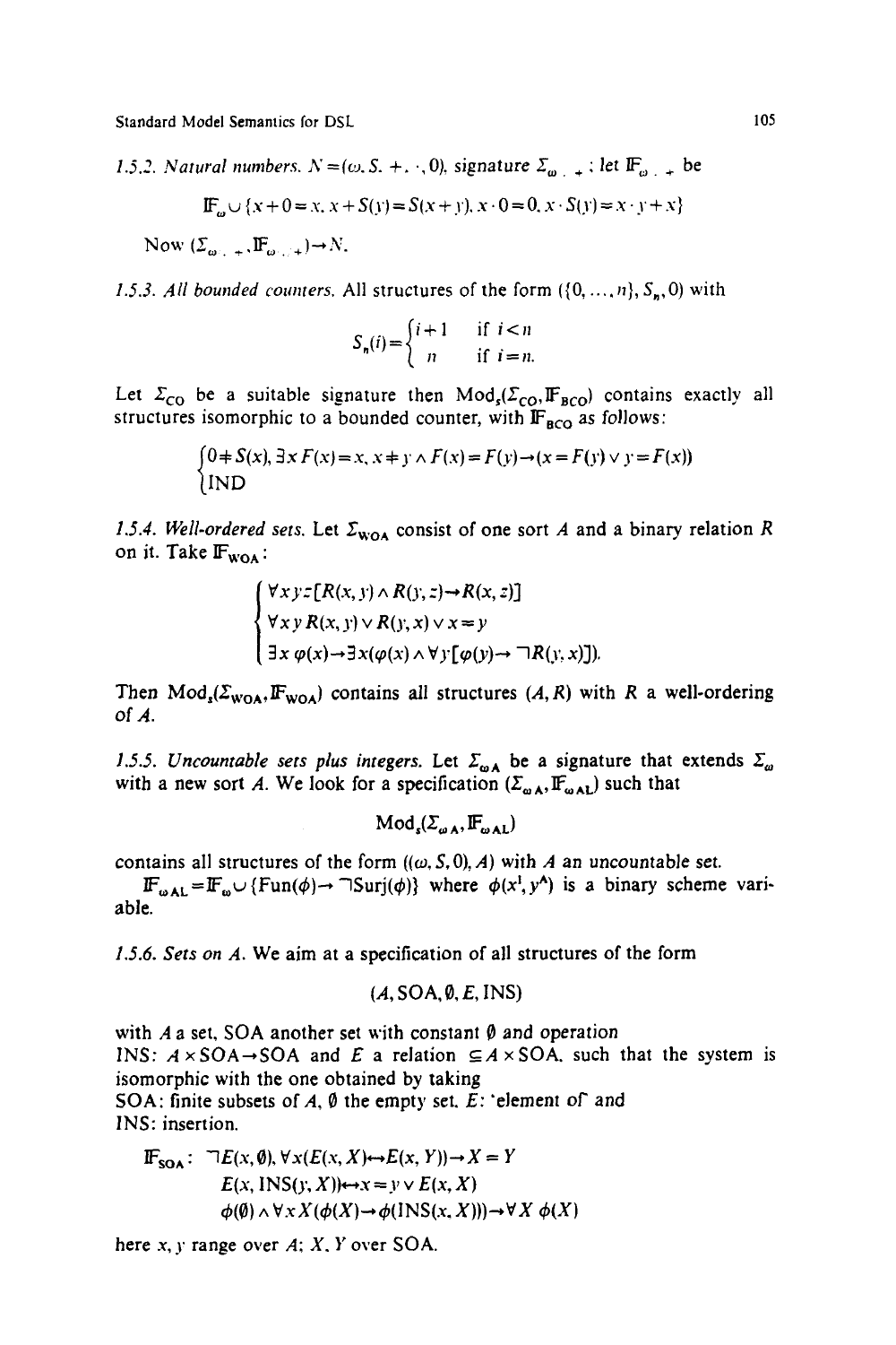*1.5.2. Natural numbers.* $N = (\omega, S, +, \cdot, 0)$, signature $\Sigma_{\omega,\cdot,+}$; let $\mathbb{F}_{\omega,\cdot,+}$ be

$$\mathbb{F}_\omega \cup \{x+0=x,\ x+S(y)=S(x+y),\ x\cdot 0=0,\ x\cdot S(y)=x\cdot y+x\}$$

Now $(\Sigma_{\omega,\cdot,+}, \mathbb{F}_{\omega,\cdot,+}) \to N$.

*1.5.3. All bounded counters.* All structures of the form $(\{0,\dots,n\}, S_n, 0)$ with

$$S_n(i) = \begin{cases} i+1 & \text{if } i<n \\ n & \text{if } i=n. \end{cases}$$

Let $\Sigma_{\mathrm{CO}}$ be a suitable signature then $\mathrm{Mod}_s(\Sigma_{\mathrm{CO}}, \mathbb{F}_{\mathrm{BCO}})$ contains exactly all structures isomorphic to a bounded counter, with $\mathbb{F}_{\mathrm{BCO}}$ as follows:

$$\begin{cases} 0 \neq S(x),\ \exists x\, F(x)=x,\ x\neq y \wedge F(x)=F(y) \to (x=F(y) \vee y=F(x)) \\ \mathrm{IND} \end{cases}$$

*1.5.4. Well-ordered sets.* Let $\Sigma_{\mathrm{WOA}}$ consist of one sort $A$ and a binary relation $R$ on it. Take $\mathbb{F}_{\mathrm{WOA}}$:

$$\begin{cases} \forall x y z[R(x,y) \wedge R(y,z) \to R(x,z)] \\ \forall x y\, R(x,y) \vee R(y,x) \vee x=y \\ \exists x\, \varphi(x) \to \exists x(\varphi(x) \wedge \forall y[\varphi(y) \to \neg R(y,x)]). \end{cases}$$

Then $\mathrm{Mod}_s(\Sigma_{\mathrm{WOA}}, \mathbb{F}_{\mathrm{WOA}})$ contains all structures $(A,R)$ with $R$ a well-ordering of $A$.

*1.5.5. Uncountable sets plus integers.* Let $\Sigma_{\omega \mathrm{A}}$ be a signature that extends $\Sigma_\omega$ with a new sort $A$. We look for a specification $(\Sigma_{\omega \mathrm{A}}, \mathbb{F}_{\omega \mathrm{AL}})$ such that

$$\mathrm{Mod}_s(\Sigma_{\omega \mathrm{A}}, \mathbb{F}_{\omega \mathrm{AL}})$$

contains all structures of the form $((\omega, S, 0), A)$ with $A$ an uncountable set.

$\mathbb{F}_{\omega \mathrm{AL}} = \mathbb{F}_\omega \cup \{\mathrm{Fun}(\phi) \to \neg \mathrm{Surj}(\phi)\}$ where $\phi(x^{\mathrm{I}}, y^{\mathrm{A}})$ is a binary scheme variable.

*1.5.6. Sets on A.* We aim at a specification of all structures of the form

$$(A, \mathrm{SOA}, \emptyset, E, \mathrm{INS})$$

with $A$ a set, SOA another set with constant $\emptyset$ and operation INS: $A \times \mathrm{SOA} \to \mathrm{SOA}$ and $E$ a relation $\subseteq A \times \mathrm{SOA}$, such that the system is isomorphic with the one obtained by taking
SOA: finite subsets of $A$, $\emptyset$ the empty set, $E$: 'element of' and
INS: insertion.

$$\begin{aligned} \mathbb{F}_{\mathrm{SOA}}:\ & \neg E(x,\emptyset),\ \forall x(E(x,X) \leftrightarrow E(x,Y)) \to X=Y \\ & E(x, \mathrm{INS}(y,X)) \leftrightarrow x=y \vee E(x,X) \\ & \phi(\emptyset) \wedge \forall x X(\phi(X) \to \phi(\mathrm{INS}(x,X))) \to \forall X\, \phi(X) \end{aligned}$$

here $x, y$ range over $A$; $X, Y$ over SOA.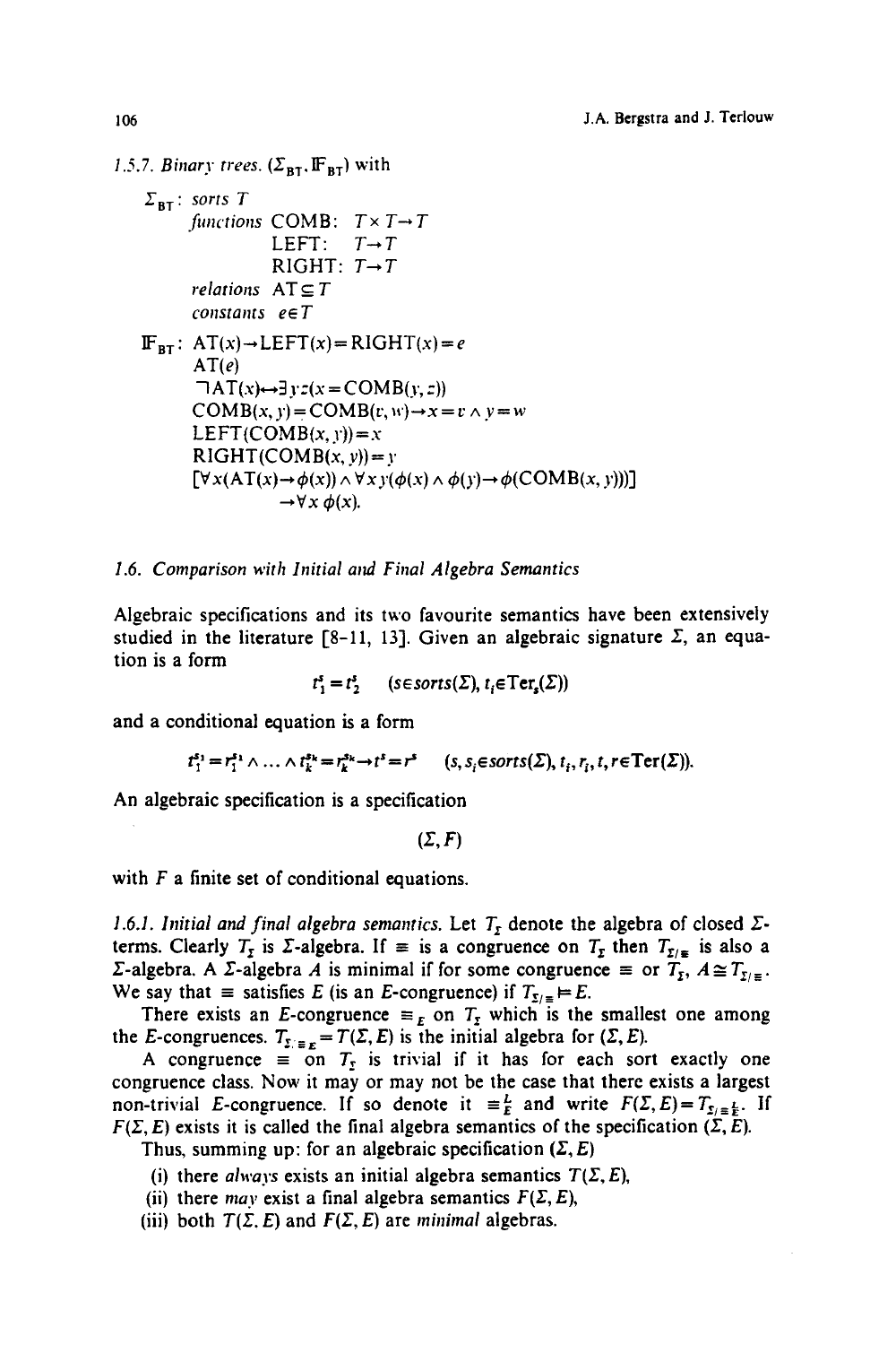*1.5.7. Binary trees.* $(\Sigma_{BT}, \mathbb{F}_{BT})$ with

$$
\begin{aligned}
\Sigma_{BT}:\ & \textit{sorts}\ T \\
& \textit{functions}\ \mathrm{COMB}:\ T \times T \to T \\
& \qquad\qquad\ \ \mathrm{LEFT}:\ T \to T \\
& \qquad\qquad\ \ \mathrm{RIGHT}:\ T \to T \\
& \textit{relations}\ \mathrm{AT} \subseteq T \\
& \textit{constants}\ e \in T
\end{aligned}
$$

$$
\begin{aligned}
\mathbb{F}_{BT}:\ & \mathrm{AT}(x) \to \mathrm{LEFT}(x) = \mathrm{RIGHT}(x) = e \\
& \mathrm{AT}(e) \\
& \neg \mathrm{AT}(x) \leftrightarrow \exists y z (x = \mathrm{COMB}(y, z)) \\
& \mathrm{COMB}(x, y) = \mathrm{COMB}(v, w) \to x = v \wedge y = w \\
& \mathrm{LEFT}(\mathrm{COMB}(x, y)) = x \\
& \mathrm{RIGHT}(\mathrm{COMB}(x, y)) = y \\
& [\forall x (\mathrm{AT}(x) \to \phi(x)) \wedge \forall x y (\phi(x) \wedge \phi(y) \to \phi(\mathrm{COMB}(x, y)))] \\
& \qquad \to \forall x\, \phi(x).
\end{aligned}
$$

## 1.6. Comparison with Initial and Final Algebra Semantics

Algebraic specifications and its two favourite semantics have been extensively studied in the literature [8-11, 13]. Given an algebraic signature $\Sigma$, an equation is a form

$$t_1^s = t_2^s \quad (s \in sorts(\Sigma),\ t_i \in \mathrm{Ter}_s(\Sigma))$$

and a conditional equation is a form

$$t_1^{s_1} = r_1^{s_1} \wedge \ldots \wedge t_k^{s_k} = r_k^{s_k} \to t^s = r^s \quad (s, s_i \in sorts(\Sigma),\ t_i, r_i, t, r \in \mathrm{Ter}(\Sigma)).$$

An algebraic specification is a specification

$$(\Sigma, F)$$

with $F$ a finite set of conditional equations.

*1.6.1. Initial and final algebra semantics.* Let $T_\Sigma$ denote the algebra of closed $\Sigma$-terms. Clearly $T_\Sigma$ is $\Sigma$-algebra. If $\equiv$ is a congruence on $T_\Sigma$ then $T_{\Sigma/\equiv}$ is also a $\Sigma$-algebra. A $\Sigma$-algebra $A$ is minimal if for some congruence $\equiv$ or $T_\Sigma$, $A \cong T_{\Sigma/\equiv}$. We say that $\equiv$ satisfies $E$ (is an $E$-congruence) if $T_{\Sigma/\equiv} \models E$.

There exists an $E$-congruence $\equiv_E$ on $T_\Sigma$ which is the smallest one among the $E$-congruences. $T_{\Sigma/\equiv_E} = T(\Sigma, E)$ is the initial algebra for $(\Sigma, E)$.

A congruence $\equiv$ on $T_\Sigma$ is trivial if it has for each sort exactly one congruence class. Now it may or may not be the case that there exists a largest non-trivial $E$-congruence. If so denote it $\equiv_E^L$ and write $F(\Sigma, E) = T_{\Sigma/\equiv_E^L}$. If $F(\Sigma, E)$ exists it is called the final algebra semantics of the specification $(\Sigma, E)$.

Thus, summing up: for an algebraic specification $(\Sigma, E)$

(i) there *always* exists an initial algebra semantics $T(\Sigma, E)$,

(ii) there *may* exist a final algebra semantics $F(\Sigma, E)$,

(iii) both $T(\Sigma, E)$ and $F(\Sigma, E)$ are *minimal* algebras.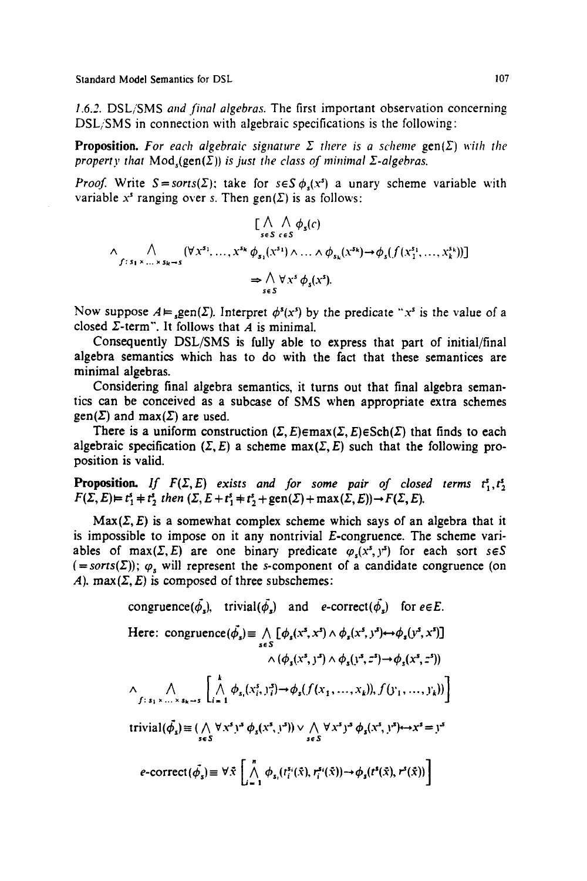*1.6.2. DSL/SMS and final algebras.* The first important observation concerning DSL/SMS in connection with algebraic specifications is the following:

**Proposition.** *For each algebraic signature $\Sigma$ there is a scheme* gen($\Sigma$) *with the property that* $\mathrm{Mod}_s(\mathrm{gen}(\Sigma))$ *is just the class of minimal $\Sigma$-algebras.*

*Proof.* Write $S = sorts(\Sigma)$; take for $s \in S$ $\phi_s(x^s)$ a unary scheme variable with variable $x^s$ ranging over $s$. Then gen($\Sigma$) is as follows:

$$[\bigwedge_{s\in S} \bigwedge_{c\in S} \phi_s(c)$$

$$\wedge \bigwedge_{f: s_1 \times \ldots \times s_k \to s} (\forall x^{s_1}, \ldots, x^{s_k}\, \phi_{s_1}(x^{s_1}) \wedge \ldots \wedge \phi_{s_k}(x^{s_k}) \to \phi_s(f(x_1^{s_1}, \ldots, x_k^{s_k}))]$$

$$\Rightarrow \bigwedge_{s\in S} \forall x^s\, \phi_s(x^s).$$

Now suppose $A \models_s \mathrm{gen}(\Sigma)$. Interpret $\phi^s(x^s)$ by the predicate "$x^s$ is the value of a closed $\Sigma$-term". It follows that $A$ is minimal.

Consequently DSL/SMS is fully able to express that part of initial/final algebra semantics which has to do with the fact that these semantices are minimal algebras.

Considering final algebra semantics, it turns out that final algebra semantics can be conceived as a subcase of SMS when appropriate extra schemes gen($\Sigma$) and max($\Sigma$) are used.

There is a uniform construction $(\Sigma, E) \in \max(\Sigma, E) \in \mathrm{Sch}(\Sigma)$ that finds to each algebraic specification $(\Sigma, E)$ a scheme $\max(\Sigma, E)$ such that the following proposition is valid.

**Proposition.** *If $F(\Sigma, E)$ exists and for some pair of closed terms $t_1^s, t_2^s$ $F(\Sigma, E) \models t_1^s \neq t_2^s$ then $(\Sigma, E + t_1^s \neq t_2^s + \mathrm{gen}(\Sigma) + \max(\Sigma, E)) \to F(\Sigma, E)$.*

Max($\Sigma, E$) is a somewhat complex scheme which says of an algebra that it is impossible to impose on it any nontrivial $E$-congruence. The scheme variables of max($\Sigma, E$) are one binary predicate $\varphi_s(x^s, y^s)$ for each sort $s \in S$ ($= sorts(\Sigma)$); $\varphi_s$ will represent the $s$-component of a candidate congruence (on $A$). max($\Sigma, E$) is composed of three subschemes:

$$\mathrm{congruence}(\vec{\phi}_s),\quad \mathrm{trivial}(\vec{\phi}_s)\quad \text{and}\quad e\text{-correct}(\vec{\phi}_s)\quad \text{for } e \in E.$$

Here:
$$\mathrm{congruence}(\vec{\phi}_s) \equiv \bigwedge_{s\in S} [\phi_s(x^s, x^s) \wedge \phi_s(x^s, y^s) \leftrightarrow \phi_s(y^s, x^s)]$$

$$\wedge (\phi_s(x^s, y^s) \wedge \phi_s(y^s, z^s) \to \phi_s(x^s, z^s))$$

$$\wedge \bigwedge_{f: s_1 \times \ldots \times s_k \to s} \left[\bigwedge_{i=1}^{k} \phi_{s_i}(x_i^s, y_i^s) \to \phi_s(f(x_1, \ldots, x_k)), f(y_1, \ldots, y_k))\right]$$

$$\mathrm{trivial}(\vec{\phi}_s) \equiv (\bigwedge_{s\in S} \forall x^s y^s\, \phi_s(x^s, y^s)) \vee \bigwedge_{s\in S} \forall x^s y^s\, \phi_s(x^s, y^s) \leftrightarrow x^s = y^s$$

$$e\text{-correct}(\vec{\phi}_s) \equiv \forall \vec{x} \left[\bigwedge_{i=1}^{n} \phi_{s_i}(t_i^{s_i}(\vec{x}), r_i^{s_i}(\vec{x})) \to \phi_s(t^s(\vec{x}), r^s(\vec{x}))\right]$$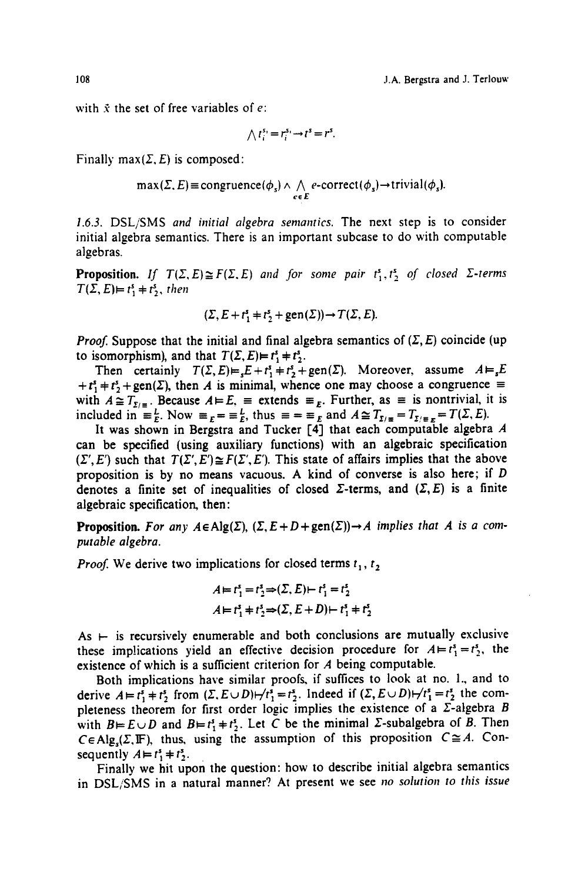with $\bar{x}$ the set of free variables of $e$:

$$\bigwedge t_i^{s_i} = r_i^{s_i} \rightarrow t^s = r^s.$$

Finally $\max(\Sigma, E)$ is composed:

$$\max(\Sigma, E) \equiv \text{congruence}(\phi_s) \wedge \bigwedge_{e \in E} e\text{-correct}(\phi_s) \rightarrow \text{trivial}(\phi_s).$$

*1.6.3.* DSL/SMS *and initial algebra semantics.* The next step is to consider initial algebra semantics. There is an important subcase to do with computable algebras.

**Proposition.** *If $T(\Sigma, E) \cong F(\Sigma, E)$ and for some pair $t_1^s, t_2^s$ of closed $\Sigma$-terms $T(\Sigma, E) \models t_1^s \neq t_2^s$, then*

$$(\Sigma, E + t_1^s \neq t_2^s + \text{gen}(\Sigma)) \rightarrow T(\Sigma, E).$$

*Proof.* Suppose that the initial and final algebra semantics of $(\Sigma, E)$ coincide (up to isomorphism), and that $T(\Sigma, E) \models t_1^s \neq t_2^s$.

Then certainly $T(\Sigma, E) \models_s E + t_1^s \neq t_2^s + \text{gen}(\Sigma)$. Moreover, assume $A \models_s E + t_1^s \neq t_2^s + \text{gen}(\Sigma)$, then $A$ is minimal, whence one may choose a congruence $\equiv$ with $A \cong T_{\Sigma/\equiv}$. Because $A \models E$, $\equiv$ extends $\equiv_E$. Further, as $\equiv$ is nontrivial, it is included in $\equiv_E^L$. Now $\equiv_E = \equiv_E^L$, thus $\equiv = \equiv_E$ and $A \cong T_{\Sigma/\equiv} = T_{\Sigma/\equiv_E} = T(\Sigma, E)$.

It was shown in Bergstra and Tucker [4] that each computable algebra $A$ can be specified (using auxiliary functions) with an algebraic specification $(\Sigma', E')$ such that $T(\Sigma', E') \cong F(\Sigma', E')$. This state of affairs implies that the above proposition is by no means vacuous. A kind of converse is also here; if $D$ denotes a finite set of inequalities of closed $\Sigma$-terms, and $(\Sigma, E)$ is a finite algebraic specification, then:

**Proposition.** *For any $A \in \text{Alg}(\Sigma)$, $(\Sigma, E + D + \text{gen}(\Sigma)) \rightarrow A$ implies that $A$ is a computable algebra.*

*Proof.* We derive two implications for closed terms $t_1, t_2$

$$A \models t_1^s = t_2^s \Rightarrow (\Sigma, E) \vdash t_1^s = t_2^s$$

$$A \models t_1^s \neq t_2^s \Rightarrow (\Sigma, E + D) \vdash t_1^s \neq t_2^s$$

As $\vdash$ is recursively enumerable and both conclusions are mutually exclusive these implications yield an effective decision procedure for $A \models t_1^s = t_2^s$, the existence of which is a sufficient criterion for $A$ being computable.

Both implications have similar proofs, it suffices to look at no. 1., and to derive $A \models t_1^s \neq t_2^s$ from $(\Sigma, E \cup D) \nvdash t_1^s = t_2^s$. Indeed if $(\Sigma, E \cup D) \nvdash t_1^s = t_2^s$ the completeness theorem for first order logic implies the existence of a $\Sigma$-algebra $B$ with $B \models E \cup D$ and $B \models t_1^s \neq t_2^s$. Let $C$ be the minimal $\Sigma$-subalgebra of $B$. Then $C \in \text{Alg}_s(\Sigma, \mathbb{F})$, thus, using the assumption of this proposition $C \cong A$. Consequently $A \models t_1^s \neq t_2^s$.

Finally we hit upon the question: how to describe initial algebra semantics in DSL/SMS in a natural manner? At present we see *no solution to this issue*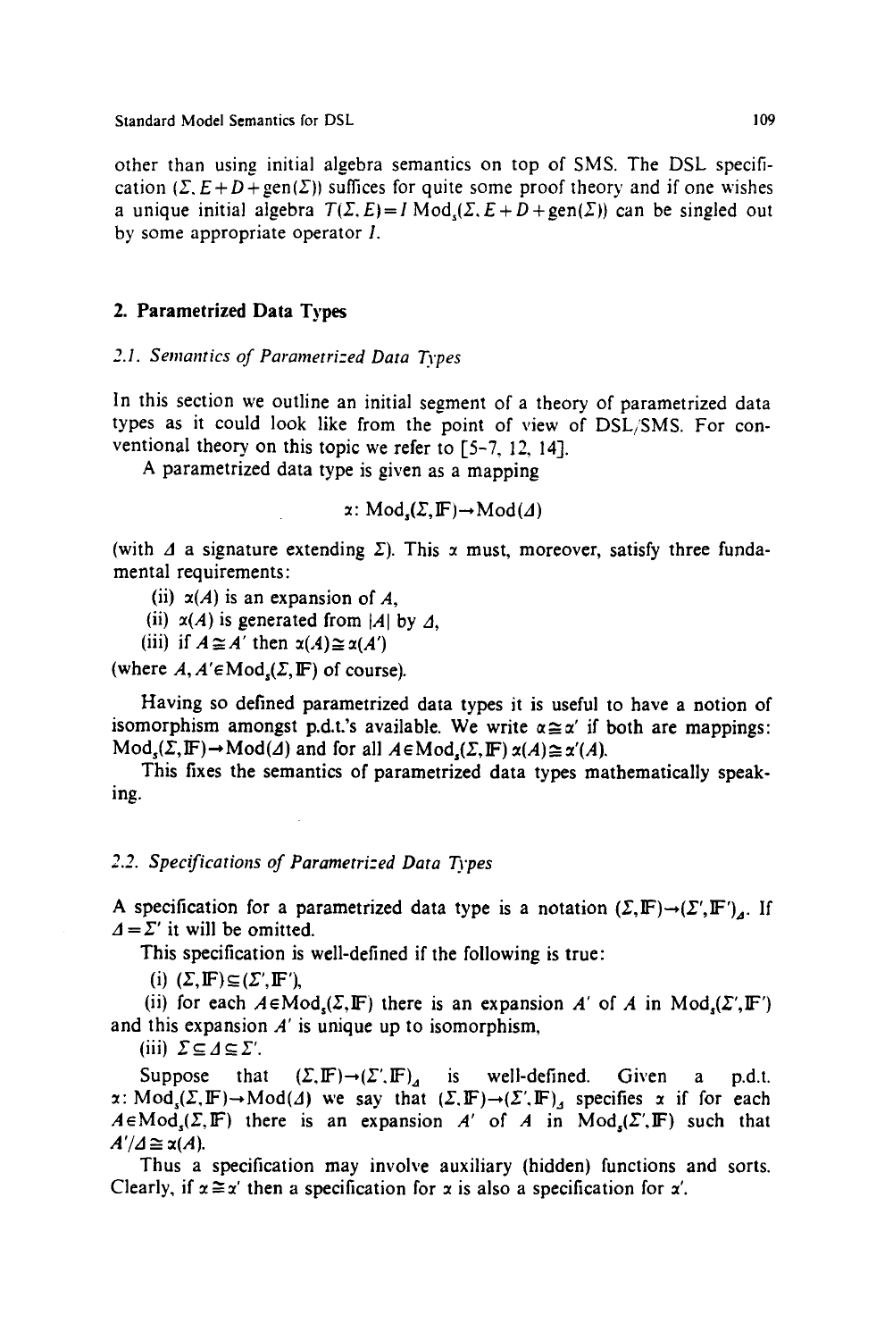other than using initial algebra semantics on top of SMS. The DSL specification $(\Sigma, E+D+\text{gen}(\Sigma))$ suffices for quite some proof theory and if one wishes a unique initial algebra $T(\Sigma, E) = I\ \text{Mod}_s(\Sigma, E+D+\text{gen}(\Sigma))$ can be singled out by some appropriate operator $I$.

## 2. Parametrized Data Types

### 2.1. Semantics of Parametrized Data Types

In this section we outline an initial segment of a theory of parametrized data types as it could look like from the point of view of DSL/SMS. For conventional theory on this topic we refer to [5–7, 12, 14].

A parametrized data type is given as a mapping

$$\alpha: \text{Mod}_s(\Sigma, \mathbb{F}) \to \text{Mod}(\Delta)$$

(with $\Delta$ a signature extending $\Sigma$). This $\alpha$ must, moreover, satisfy three fundamental requirements:

(ii) $\alpha(A)$ is an expansion of $A$,

(ii) $\alpha(A)$ is generated from $|A|$ by $\Delta$,

(iii) if $A \cong A'$ then $\alpha(A) \cong \alpha(A')$

(where $A, A' \in \text{Mod}_s(\Sigma, \mathbb{F})$ of course).

Having so defined parametrized data types it is useful to have a notion of isomorphism amongst p.d.t.'s available. We write $\alpha \cong \alpha'$ if both are mappings: $\text{Mod}_s(\Sigma, \mathbb{F}) \to \text{Mod}(\Delta)$ and for all $A \in \text{Mod}_s(\Sigma, \mathbb{F})$ $\alpha(A) \cong \alpha'(A)$.

This fixes the semantics of parametrized data types mathematically speaking.

### 2.2. Specifications of Parametrized Data Types

A specification for a parametrized data type is a notation $(\Sigma, \mathbb{F}) \to (\Sigma', \mathbb{F}')_\Delta$. If $\Delta = \Sigma'$ it will be omitted.

This specification is well-defined if the following is true:

(i) $(\Sigma, \mathbb{F}) \subseteq (\Sigma', \mathbb{F}')$,

(ii) for each $A \in \text{Mod}_s(\Sigma, \mathbb{F})$ there is an expansion $A'$ of $A$ in $\text{Mod}_s(\Sigma', \mathbb{F}')$ and this expansion $A'$ is unique up to isomorphism,

(iii) $\Sigma \subseteq \Delta \subseteq \Sigma'$.

Suppose that $(\Sigma, \mathbb{F}) \to (\Sigma', \mathbb{F})_\Delta$ is well-defined. Given a p.d.t. $\alpha: \text{Mod}_s(\Sigma, \mathbb{F}) \to \text{Mod}(\Delta)$ we say that $(\Sigma, \mathbb{F}) \to (\Sigma', \mathbb{F})_\Delta$ specifies $\alpha$ if for each $A \in \text{Mod}_s(\Sigma, \mathbb{F})$ there is an expansion $A'$ of $A$ in $\text{Mod}_s(\Sigma', \mathbb{F})$ such that $A'/\Delta \cong \alpha(A)$.

Thus a specification may involve auxiliary (hidden) functions and sorts. Clearly, if $\alpha \cong \alpha'$ then a specification for $\alpha$ is also a specification for $\alpha'$.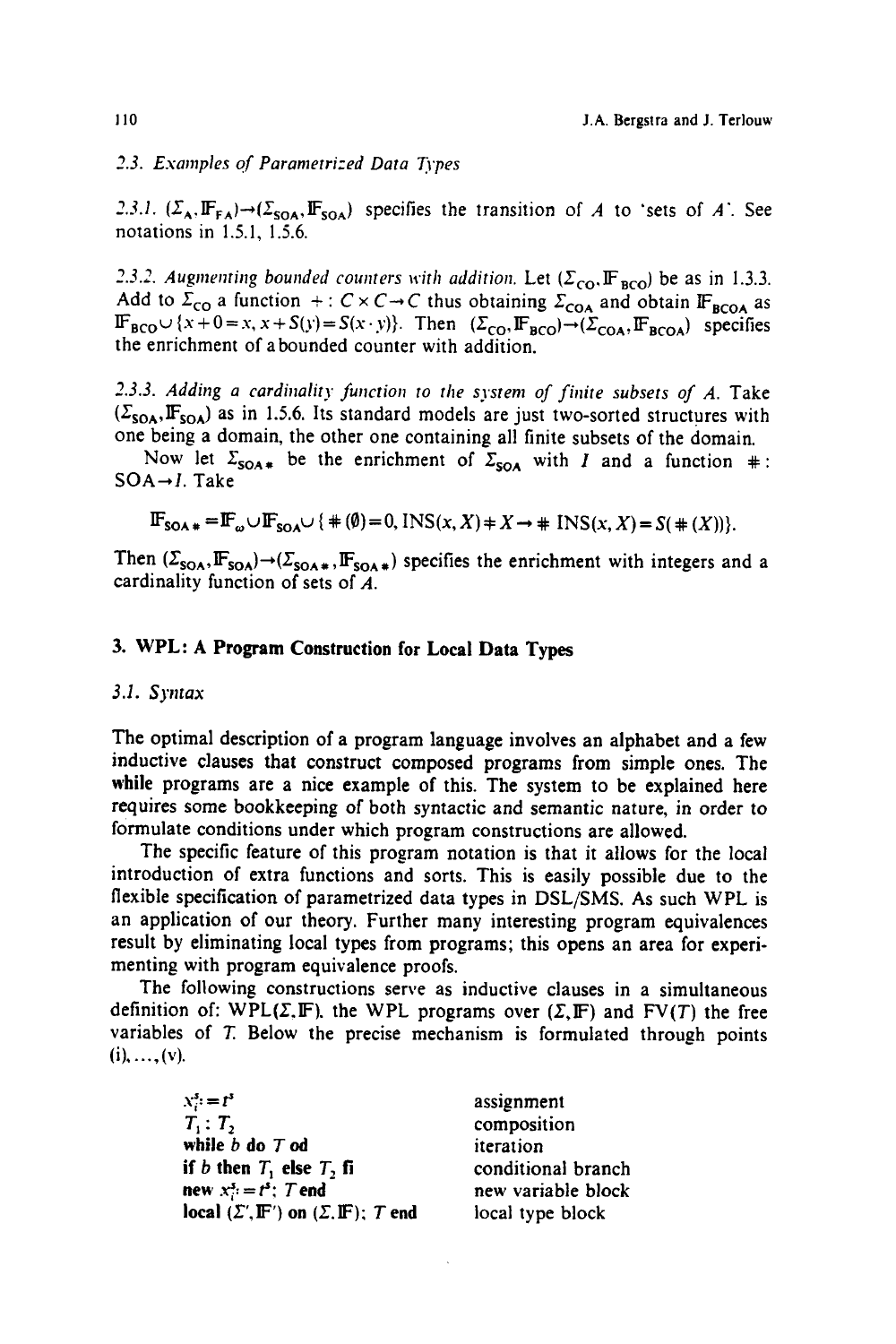### 2.3. *Examples of Parametrized Data Types*

2.3.1. $(\Sigma_A, \mathbb{F}_{FA}) \rightarrow (\Sigma_{SOA}, \mathbb{F}_{SOA})$ specifies the transition of $A$ to 'sets of $A$'. See notations in 1.5.1, 1.5.6.

2.3.2. *Augmenting bounded counters with addition.* Let $(\Sigma_{CO}, \mathbb{F}_{BCO})$ be as in 1.3.3. Add to $\Sigma_{CO}$ a function $+ : C \times C \rightarrow C$ thus obtaining $\Sigma_{COA}$ and obtain $\mathbb{F}_{BCOA}$ as $\mathbb{F}_{BCO} \cup \{x + 0 = x, x + S(y) = S(x \cdot y)\}$. Then $(\Sigma_{CO}, \mathbb{F}_{BCO}) \rightarrow (\Sigma_{COA}, \mathbb{F}_{BCOA})$ specifies the enrichment of a bounded counter with addition.

2.3.3. *Adding a cardinality function to the system of finite subsets of A.* Take $(\Sigma_{SOA}, \mathbb{F}_{SOA})$ as in 1.5.6. Its standard models are just two-sorted structures with one being a domain, the other one containing all finite subsets of the domain.

Now let $\Sigma_{SOA*}$ be the enrichment of $\Sigma_{SOA}$ with $I$ and a function $\# : \text{SOA} \rightarrow I$. Take

$$\mathbb{F}_{SOA*} = \mathbb{F}_\omega \cup \mathbb{F}_{SOA} \cup \{\#(\emptyset) = 0, \text{INS}(x, X) \neq X \rightarrow \#\ \text{INS}(x, X) = S(\#(X))\}.$$

Then $(\Sigma_{SOA}, \mathbb{F}_{SOA}) \rightarrow (\Sigma_{SOA*}, \mathbb{F}_{SOA*})$ specifies the enrichment with integers and a cardinality function of sets of $A$.

## 3. WPL: A Program Construction for Local Data Types

### 3.1. *Syntax*

The optimal description of a program language involves an alphabet and a few inductive clauses that construct composed programs from simple ones. The **while** programs are a nice example of this. The system to be explained here requires some bookkeeping of both syntactic and semantic nature, in order to formulate conditions under which program constructions are allowed.

The specific feature of this program notation is that it allows for the local introduction of extra functions and sorts. This is easily possible due to the flexible specification of parametrized data types in DSL/SMS. As such WPL is an application of our theory. Further many interesting program equivalences result by eliminating local types from programs; this opens an area for experimenting with program equivalence proofs.

The following constructions serve as inductive clauses in a simultaneous definition of: WPL($\Sigma, \mathbb{F}$), the WPL programs over $(\Sigma, \mathbb{F})$ and FV($T$) the free variables of $T$. Below the precise mechanism is formulated through points (i), ..., (v).

| | |
|---|---|
| $x_i^s := t^s$ | assignment |
| $T_1 ; T_2$ | composition |
| **while** $b$ **do** $T$ **od** | iteration |
| **if** $b$ **then** $T_1$ **else** $T_2$ **fi** | conditional branch |
| **new** $x_i^s := t^s$; $T$ **end** | new variable block |
| **local** $(\Sigma', \mathbb{F}')$ **on** $(\Sigma, \mathbb{F})$; $T$ **end** | local type block |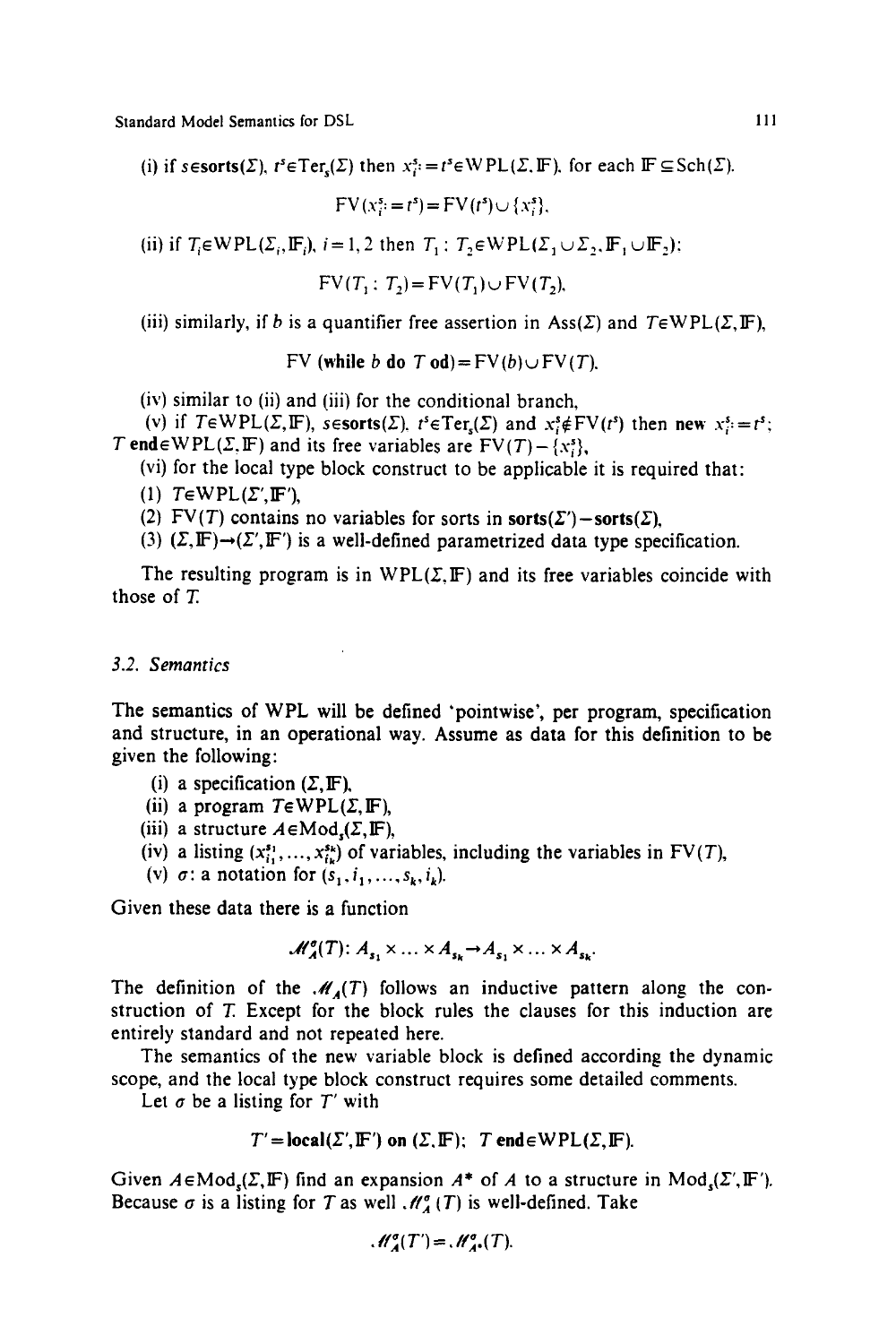(i) if $s \in \mathbf{sorts}(\Sigma)$, $t^s \in \mathrm{Ter}_s(\Sigma)$ then $x_i^s := t^s \in \mathrm{WPL}(\Sigma, \mathbb{F})$, for each $\mathbb{F} \subseteq \mathrm{Sch}(\Sigma)$.

$$\mathrm{FV}(x_i^s := t^s) = \mathrm{FV}(t^s) \cup \{x_i^s\}.$$

(ii) if $T_i \in \mathrm{WPL}(\Sigma_i, \mathbb{F}_i)$, $i = 1, 2$ then $T_1 ; T_2 \in \mathrm{WPL}(\Sigma_1 \cup \Sigma_2, \mathbb{F}_1 \cup \mathbb{F}_2)$:

$$\mathrm{FV}(T_1 ; T_2) = \mathrm{FV}(T_1) \cup \mathrm{FV}(T_2).$$

(iii) similarly, if $b$ is a quantifier free assertion in $\mathrm{Ass}(\Sigma)$ and $T \in \mathrm{WPL}(\Sigma, \mathbb{F})$,

$$\mathrm{FV}\ (\mathbf{while}\ b\ \mathbf{do}\ T\ \mathbf{od}) = \mathrm{FV}(b) \cup \mathrm{FV}(T).$$

(iv) similar to (ii) and (iii) for the conditional branch,

(v) if $T \in \mathrm{WPL}(\Sigma, \mathbb{F})$, $s \in \mathbf{sorts}(\Sigma)$, $t^s \in \mathrm{Ter}_s(\Sigma)$ and $x_i^s \notin \mathrm{FV}(t^s)$ then $\mathbf{new}\ x_i^s := t^s;$ $T\ \mathbf{end} \in \mathrm{WPL}(\Sigma, \mathbb{F})$ and its free variables are $\mathrm{FV}(T) - \{x_i^s\}$,

(vi) for the local type block construct to be applicable it is required that:

(1) $T \in \mathrm{WPL}(\Sigma', \mathbb{F}')$,

(2) $\mathrm{FV}(T)$ contains no variables for sorts in $\mathbf{sorts}(\Sigma') - \mathbf{sorts}(\Sigma)$,

(3) $(\Sigma, \mathbb{F}) \rightarrow (\Sigma', \mathbb{F}')$ is a well-defined parametrized data type specification.

The resulting program is in $\mathrm{WPL}(\Sigma, \mathbb{F})$ and its free variables coincide with those of $T$.

### 3.2. Semantics

The semantics of WPL will be defined 'pointwise', per program, specification and structure, in an operational way. Assume as data for this definition to be given the following:

(i) a specification $(\Sigma, \mathbb{F})$,

(ii) a program $T \in \mathrm{WPL}(\Sigma, \mathbb{F})$,

(iii) a structure $A \in \mathrm{Mod}_s(\Sigma, \mathbb{F})$,

(iv) a listing $(x_{i_1}^{s_1}, \ldots, x_{i_k}^{s_k})$ of variables, including the variables in $\mathrm{FV}(T)$,

(v) $\sigma$: a notation for $(s_1, i_1, \ldots, s_k, i_k)$.

Given these data there is a function

$$\mathscr{M}_A^{\sigma}(T) \colon A_{s_1} \times \ldots \times A_{s_k} \rightarrow A_{s_1} \times \ldots \times A_{s_k}.$$

The definition of the $\mathscr{M}_A(T)$ follows an inductive pattern along the construction of $T$. Except for the block rules the clauses for this induction are entirely standard and not repeated here.

The semantics of the new variable block is defined according the dynamic scope, and the local type block construct requires some detailed comments.

Let $\sigma$ be a listing for $T'$ with

$$T' = \mathbf{local}(\Sigma', \mathbb{F}')\ \mathbf{on}\ (\Sigma, \mathbb{F});\ T\ \mathbf{end} \in \mathrm{WPL}(\Sigma, \mathbb{F}).$$

Given $A \in \mathrm{Mod}_s(\Sigma, \mathbb{F})$ find an expansion $A^*$ of $A$ to a structure in $\mathrm{Mod}_s(\Sigma', \mathbb{F}')$. Because $\sigma$ is a listing for $T$ as well $\mathscr{M}_A^{\sigma}(T)$ is well-defined. Take

$$\mathscr{M}_A^{\sigma}(T') = \mathscr{M}_{A^*}^{\sigma}(T).$$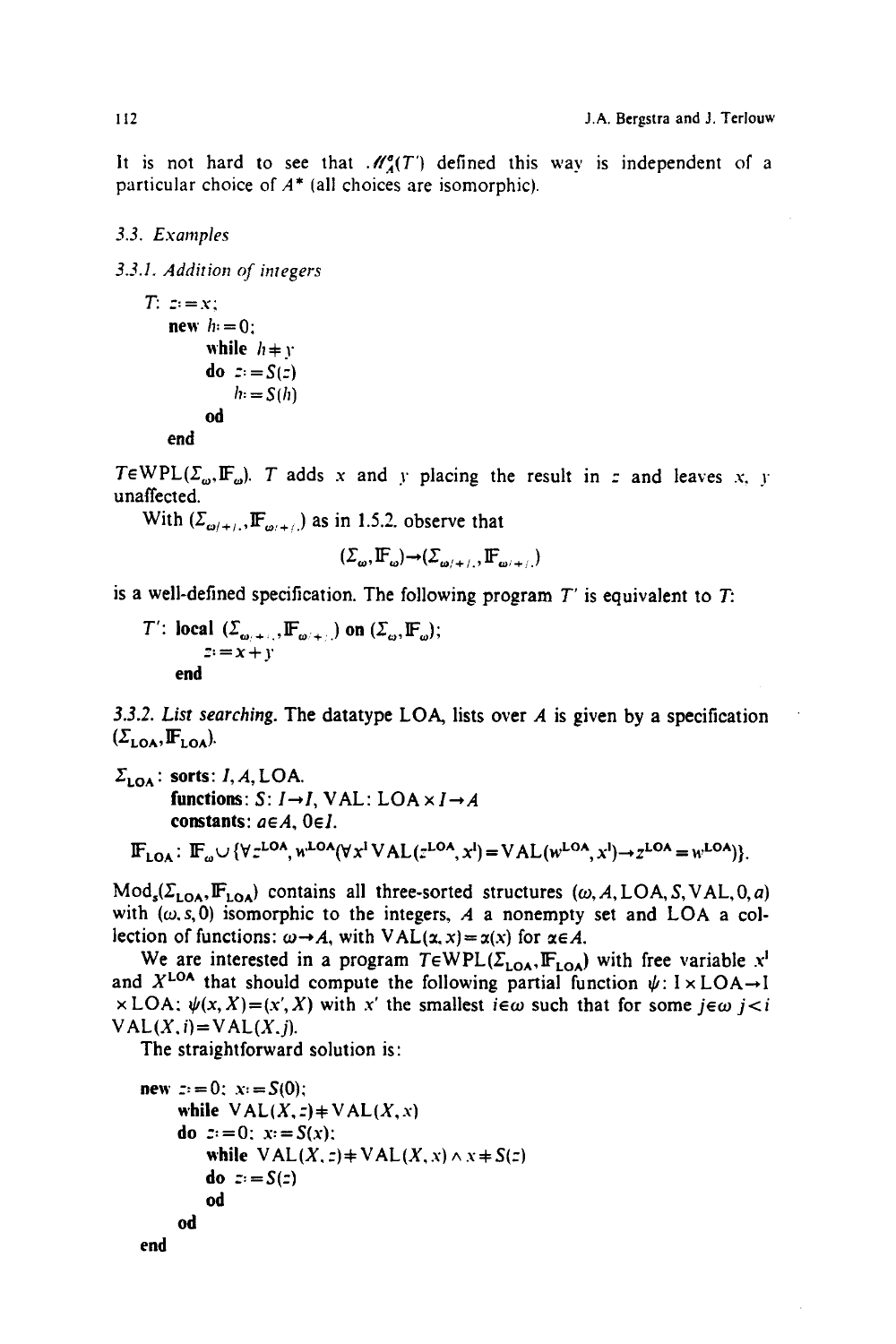It is not hard to see that $\mathcal{M}_A^s(T')$ defined this way is independent of a particular choice of $A^*$ (all choices are isomorphic).

### 3.3. Examples

#### 3.3.1. Addition of integers

```
T: z := x;
   new h := 0;
       while h ≠ y
       do z := S(z)
          h := S(h)
       od
   end
```

$T \in \mathrm{WPL}(\Sigma_\omega, \mathbb{F}_\omega)$. $T$ adds $x$ and $y$ placing the result in $z$ and leaves $x$, $y$ unaffected.

With $(\Sigma_{\omega/+/.}, \mathbb{F}_{\omega/+/.})$ as in 1.5.2. observe that

$$(\Sigma_\omega, \mathbb{F}_\omega) \to (\Sigma_{\omega/+/.}, \mathbb{F}_{\omega/+/.})$$

is a well-defined specification. The following program $T'$ is equivalent to $T$:

```
T': local (Σ_ω/+/., F_ω/+/.) on (Σ_ω, F_ω);
       z := x + y
    end
```

#### 3.3.2. List searching.

The datatype LOA, lists over $A$ is given by a specification $(\Sigma_{\mathrm{LOA}}, \mathbb{F}_{\mathrm{LOA}})$.

$\Sigma_{\mathrm{LOA}}$: **sorts**: $I, A, \mathrm{LOA}$.
**functions**: $S: I \to I$, $\mathrm{VAL}: \mathrm{LOA} \times I \to A$
**constants**: $a \in A$, $0 \in I$.

$$\mathbb{F}_{\mathrm{LOA}}: \mathbb{F}_\omega \cup \{\forall z^{\mathrm{LOA}}, w^{\mathrm{LOA}} (\forall x^{\mathrm{I}}\, \mathrm{VAL}(z^{\mathrm{LOA}}, x^{\mathrm{I}}) = \mathrm{VAL}(w^{\mathrm{LOA}}, x^{\mathrm{I}}) \to z^{\mathrm{LOA}} = w^{\mathrm{LOA}})\}.$$

$\mathrm{Mod}_s(\Sigma_{\mathrm{LOA}}, \mathbb{F}_{\mathrm{LOA}})$ contains all three-sorted structures $(\omega, A, \mathrm{LOA}, S, \mathrm{VAL}, 0, a)$ with $(\omega, s, 0)$ isomorphic to the integers, $A$ a nonempty set and LOA a collection of functions: $\omega \to A$, with $\mathrm{VAL}(\alpha, x) = \alpha(x)$ for $\alpha \in A$.

We are interested in a program $T \in \mathrm{WPL}(\Sigma_{\mathrm{LOA}}, \mathbb{F}_{\mathrm{LOA}})$ with free variable $x^{\mathrm{I}}$ and $X^{\mathrm{LOA}}$ that should compute the following partial function $\psi: \mathrm{I} \times \mathrm{LOA} \to \mathrm{I} \times \mathrm{LOA}$: $\psi(x, X) = (x', X)$ with $x'$ the smallest $i \in \omega$ such that for some $j \in \omega$ $j < i$ $\mathrm{VAL}(X, i) = \mathrm{VAL}(X, j)$.

The straightforward solution is:

```
new z := 0; x := S(0);
    while VAL(X, z) ≠ VAL(X, x)
    do z := 0; x := S(x);
       while VAL(X, z) ≠ VAL(X, x) ∧ x ≠ S(z)
       do z := S(z)
       od
    od
end
```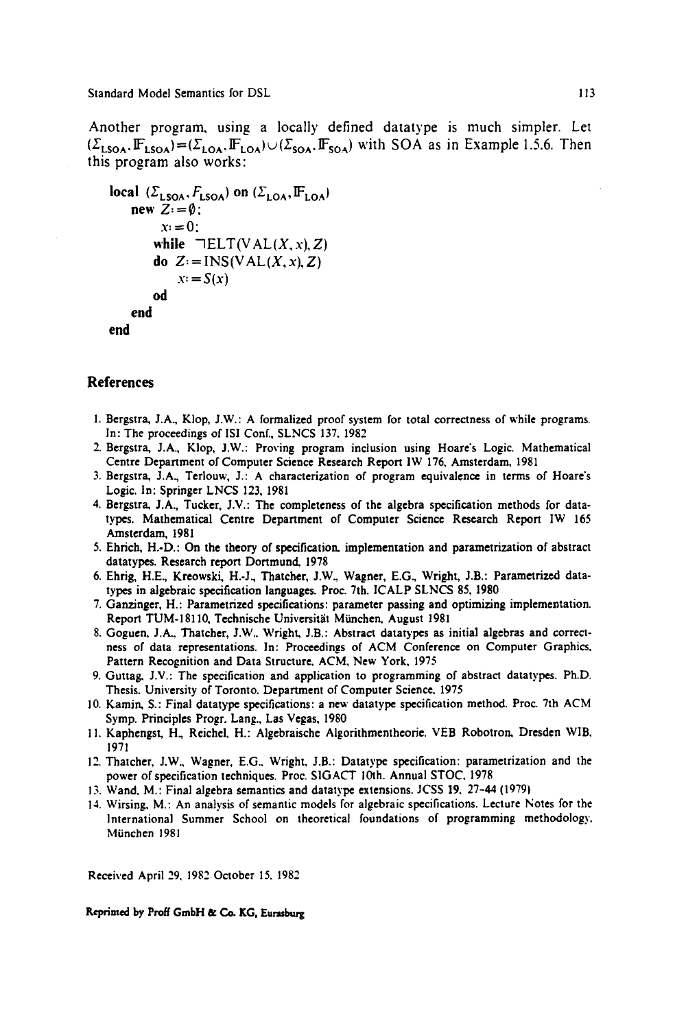Another program, using a locally defined datatype is much simpler. Let $(\Sigma_{LSOA}, \mathbb{F}_{LSOA}) = (\Sigma_{LOA}, \mathbb{F}_{LOA}) \cup (\Sigma_{SOA}, \mathbb{F}_{SOA})$ with SOA as in Example 1.5.6. Then this program also works:

```
local (Σ_LSOA, F_LSOA) on (Σ_LOA, 𝔽_LOA)
    new Z := ∅;
        x := 0;
        while ¬ELT(VAL(X, x), Z)
        do Z := INS(VAL(X, x), Z)
            x := S(x)
        od
    end
end
```

## References

1. Bergstra, J.A., Klop, J.W.: A formalized proof system for total correctness of while programs. In: The proceedings of ISI Conf., SLNCS 137, 1982
2. Bergstra, J.A., Klop, J.W.: Proving program inclusion using Hoare's Logic. Mathematical Centre Department of Computer Science Research Report IW 176, Amsterdam, 1981
3. Bergstra, J.A., Terlouw, J.: A characterization of program equivalence in terms of Hoare's Logic. In: Springer LNCS 123, 1981
4. Bergstra, J.A., Tucker, J.V.: The completeness of the algebra specification methods for datatypes. Mathematical Centre Department of Computer Science Research Report IW 165 Amsterdam, 1981
5. Ehrich, H.-D.: On the theory of specification, implementation and parametrization of abstract datatypes. Research report Dortmund, 1978
6. Ehrig, H.E., Kreowski, H.-J., Thatcher, J.W., Wagner, E.G., Wright, J.B.: Parametrized datatypes in algebraic specification languages. Proc. 7th. ICALP SLNCS 85, 1980
7. Ganzinger, H.: Parametrized specifications: parameter passing and optimizing implementation. Report TUM-18110, Technische Universität München, August 1981
8. Goguen, J.A., Thatcher, J.W., Wright, J.B.: Abstract datatypes as initial algebras and correctness of data representations. In: Proceedings of ACM Conference on Computer Graphics, Pattern Recognition and Data Structure, ACM, New York, 1975
9. Guttag, J.V.: The specification and application to programming of abstract datatypes. Ph.D. Thesis. University of Toronto. Department of Computer Science, 1975
10. Kamin, S.: Final datatype specifications: a new datatype specification method. Proc. 7th ACM Symp. Principles Progr. Lang., Las Vegas, 1980
11. Kaphengst, H., Reichel, H.: Algebraische Algorithmentheorie. VEB Robotron, Dresden WIB, 1971
12. Thatcher, J.W., Wagner, E.G., Wright, J.B.: Datatype specification: parametrization and the power of specification techniques. Proc. SIGACT 10th. Annual STOC, 1978
13. Wand, M.: Final algebra semantics and datatype extensions. JCSS 19, 27–44 (1979)
14. Wirsing, M.: An analysis of semantic models for algebraic specifications. Lecture Notes for the International Summer School on theoretical foundations of programming methodology, München 1981

Received April 29, 1982/October 15, 1982

**Reprinted by Proff GmbH & Co. KG, Eurasburg**